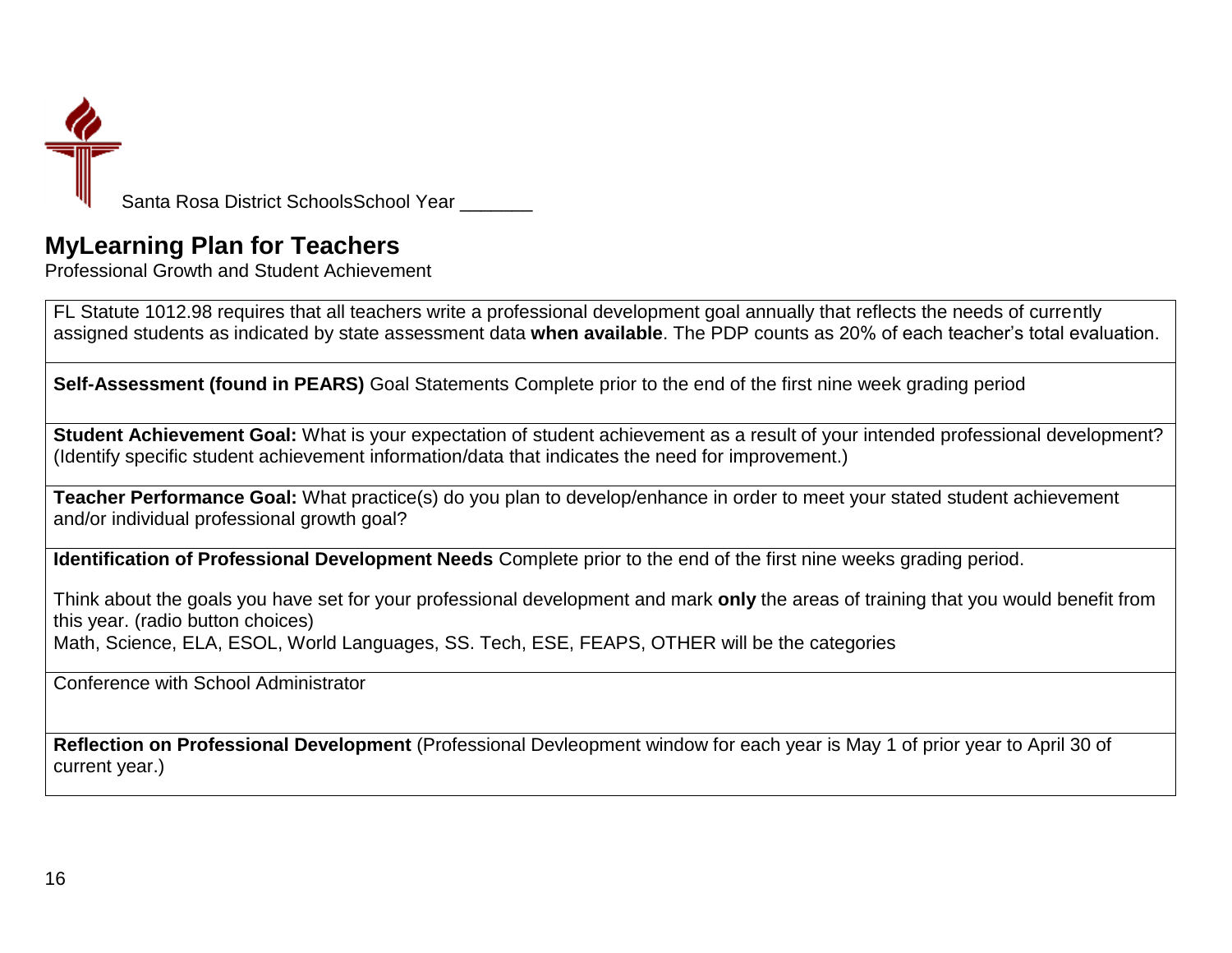Santa Rosa District SchoolsSchool Year _______

## MyLearning Plan for Teachers

Professional Growth and Student Achievement

| FL Statute 1012.98 requires that all teachers write a professional development goal annually that reflects the needs of currently assigned students as indicated by state assessment data **when available**. The PDP counts as 20% of each teacher's total evaluation. |
|---|
| **Self-Assessment (found in PEARS)** Goal Statements Complete prior to the end of the first nine week grading period |
| **Student Achievement Goal:** What is your expectation of student achievement as a result of your intended professional development? (Identify specific student achievement information/data that indicates the need for improvement.) |
| **Teacher Performance Goal:** What practice(s) do you plan to develop/enhance in order to meet your stated student achievement and/or individual professional growth goal? |
| **Identification of Professional Development Needs** Complete prior to the end of the first nine weeks grading period. <br><br> Think about the goals you have set for your professional development and mark **only** the areas of training that you would benefit from this year. (radio button choices) <br> Math, Science, ELA, ESOL, World Languages, SS. Tech, ESE, FEAPS, OTHER will be the categories |
| Conference with School Administrator |
| **Reflection on Professional Development** (Professional Devleopment window for each year is May 1 of prior year to April 30 of current year.) |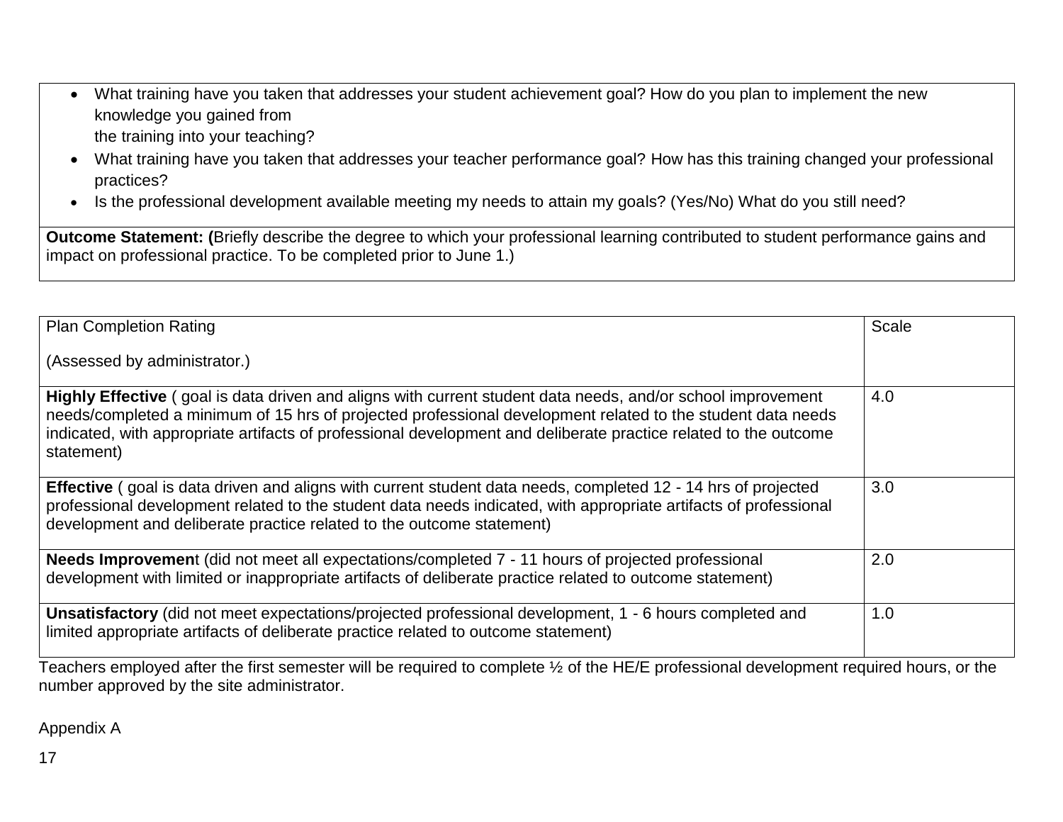- What training have you taken that addresses your student achievement goal? How do you plan to implement the new knowledge you gained from the training into your teaching?
- What training have you taken that addresses your teacher performance goal? How has this training changed your professional practices?
- Is the professional development available meeting my needs to attain my goals? (Yes/No) What do you still need?

**Outcome Statement: (**Briefly describe the degree to which your professional learning contributed to student performance gains and impact on professional practice. To be completed prior to June 1.)

| Plan Completion Rating<br><br>(Assessed by administrator.) | Scale |
|---|---|
| **Highly Effective** ( goal is data driven and aligns with current student data needs, and/or school improvement needs/completed a minimum of 15 hrs of projected professional development related to the student data needs indicated, with appropriate artifacts of professional development and deliberate practice related to the outcome statement) | 4.0 |
| **Effective** ( goal is data driven and aligns with current student data needs, completed 12 - 14 hrs of projected professional development related to the student data needs indicated, with appropriate artifacts of professional development and deliberate practice related to the outcome statement) | 3.0 |
| **Needs Improvemen**t (did not meet all expectations/completed 7 - 11 hours of projected professional development with limited or inappropriate artifacts of deliberate practice related to outcome statement) | 2.0 |
| **Unsatisfactory** (did not meet expectations/projected professional development, 1 - 6 hours completed and limited appropriate artifacts of deliberate practice related to outcome statement) | 1.0 |

Teachers employed after the first semester will be required to complete ½ of the HE/E professional development required hours, or the number approved by the site administrator.

Appendix A